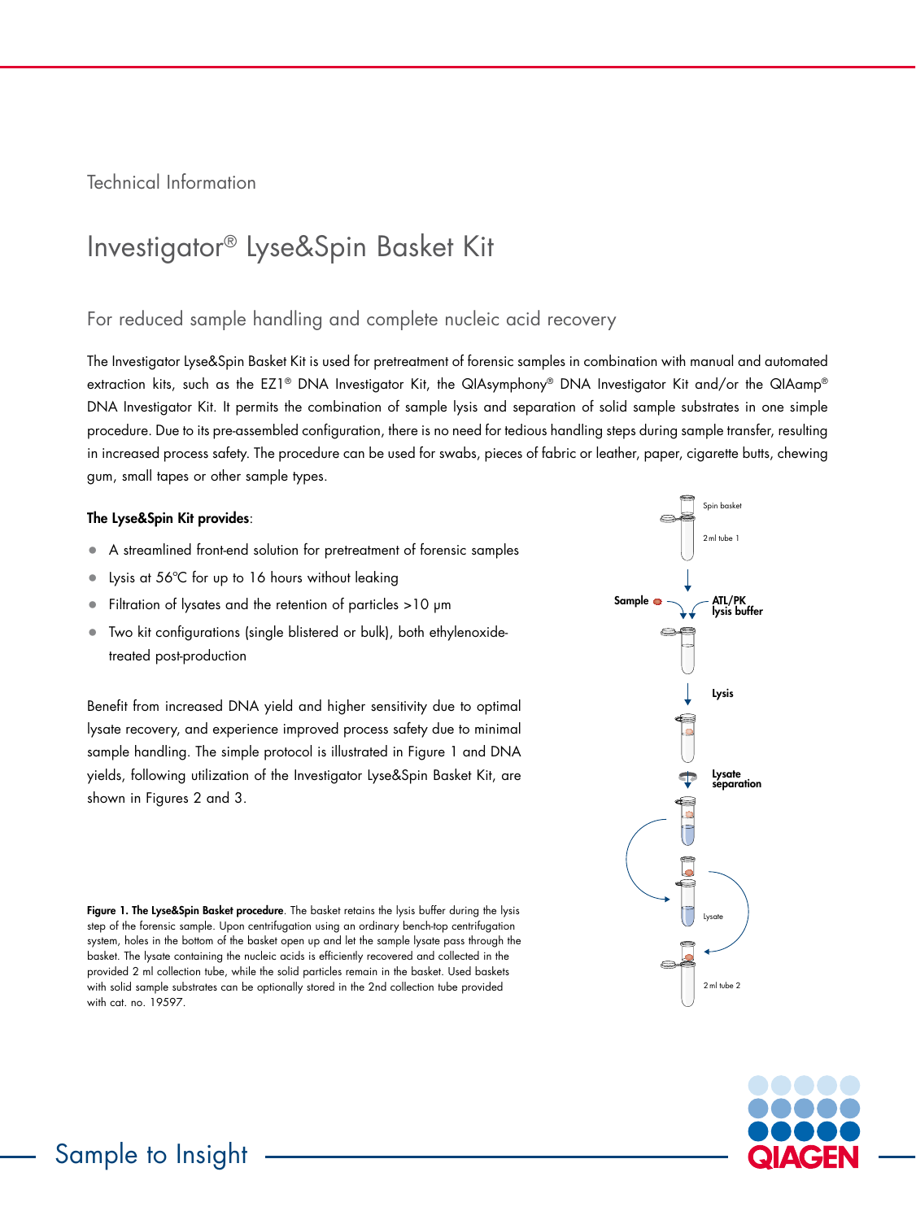Technical Information

# Investigator® Lyse&Spin Basket Kit

## For reduced sample handling and complete nucleic acid recovery

The Investigator Lyse&Spin Basket Kit is used for pretreatment of forensic samples in combination with manual and automated extraction kits, such as the EZ1® DNA Investigator Kit, the QIAsymphony® DNA Investigator Kit and/or the QIAamp® DNA Investigator Kit. It permits the combination of sample lysis and separation of solid sample substrates in one simple procedure. Due to its pre-assembled configuration, there is no need for tedious handling steps during sample transfer, resulting in increased process safety. The procedure can be used for swabs, pieces of fabric or leather, paper, cigarette butts, chewing gum, small tapes or other sample types.

**The Lyse&Spin Kit provides**:

- A streamlined front-end solution for pretreatment of forensic samples
- Lysis at 56°C for up to 16 hours without leaking
- Filtration of lysates and the retention of particles >10 µm
- Two kit configurations (single blistered or bulk), both ethylenoxide-treated post-production

Benefit from increased DNA yield and higher sensitivity due to optimal lysate recovery, and experience improved process safety due to minimal sample handling. The simple protocol is illustrated in Figure 1 and DNA yields, following utilization of the Investigator Lyse&Spin Basket Kit, are shown in Figures 2 and 3.

Spin basket

2 ml tube 1

Sample

ATL/PK lysis buffer

Lysis

Lysate separation

Lysate

2 ml tube 2

**Figure 1. The Lyse&Spin Basket procedure**. The basket retains the lysis buffer during the lysis step of the forensic sample. Upon centrifugation using an ordinary bench-top centrifugation system, holes in the bottom of the basket open up and let the sample lysate pass through the basket. The lysate containing the nucleic acids is efficiently recovered and collected in the provided 2 ml collection tube, while the solid particles remain in the basket. Used baskets with solid sample substrates can be optionally stored in the 2nd collection tube provided with cat. no. 19597.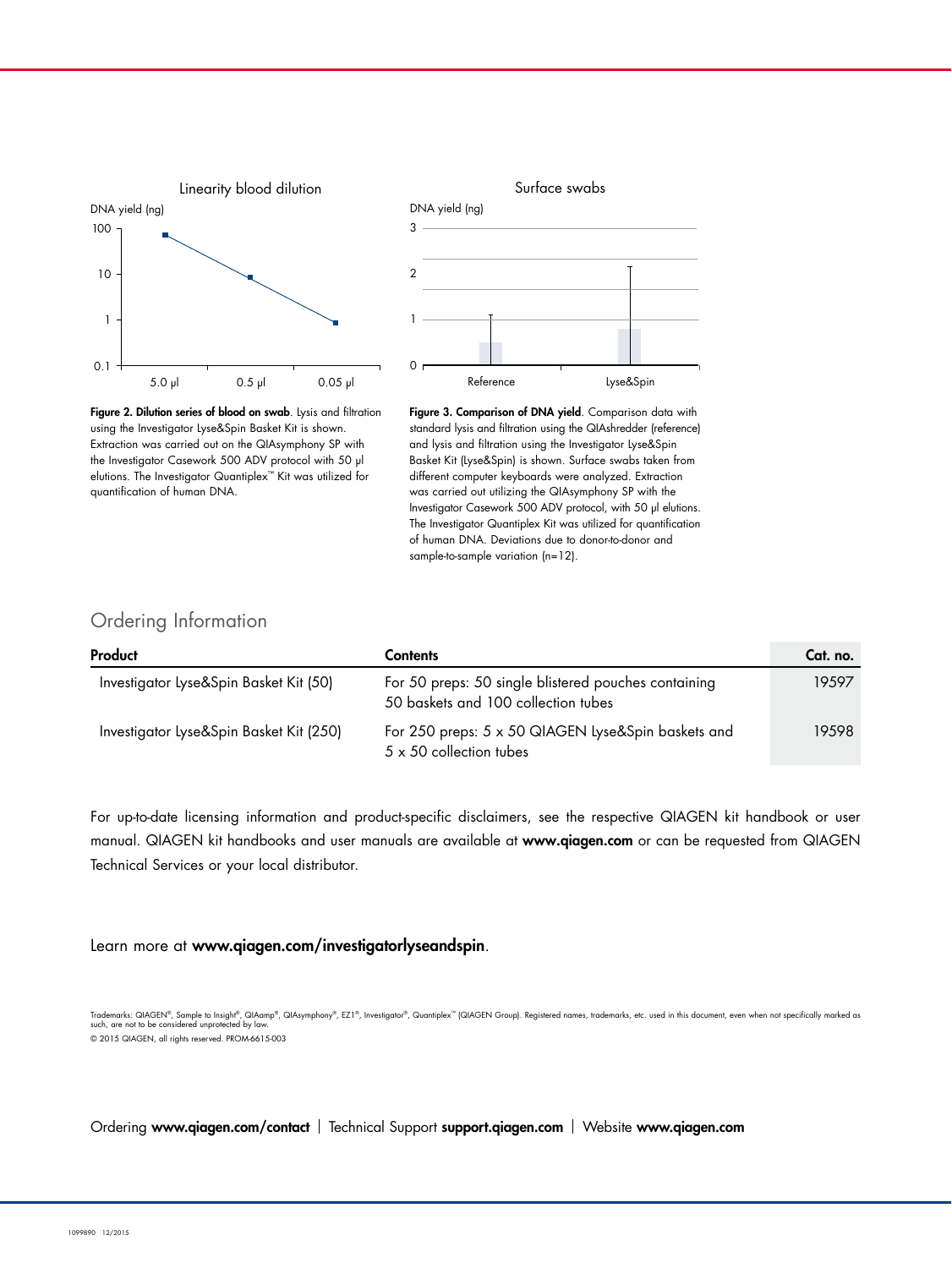Linearity blood dilution

DNA yield (ng)

100

10

1

0.1

5.0 µl

0.5 µl

0.05 µl

**Figure 2. Dilution series of blood on swab**. Lysis and filtration using the Investigator Lyse&Spin Basket Kit is shown. Extraction was carried out on the QIAsymphony SP with the Investigator Casework 500 ADV protocol with 50 µl elutions. The Investigator Quantiplex™ Kit was utilized for quantification of human DNA.

Surface swabs

DNA yield (ng)

3

2

1

0

Reference

Lyse&Spin

**Figure 3. Comparison of DNA yield**. Comparison data with standard lysis and filtration using the QIAshredder (reference) and lysis and filtration using the Investigator Lyse&Spin Basket Kit (Lyse&Spin) is shown. Surface swabs taken from different computer keyboards were analyzed. Extraction was carried out utilizing the QIAsymphony SP with the Investigator Casework 500 ADV protocol, with 50 µl elutions. The Investigator Quantiplex Kit was utilized for quantification of human DNA. Deviations due to donor-to-donor and sample-to-sample variation (n=12).

## Ordering Information

| Product | Contents | Cat. no. |
|---|---|---|
| Investigator Lyse&Spin Basket Kit (50) | For 50 preps: 50 single blistered pouches containing 50 baskets and 100 collection tubes | 19597 |
| Investigator Lyse&Spin Basket Kit (250) | For 250 preps: 5 x 50 QIAGEN Lyse&Spin baskets and 5 x 50 collection tubes | 19598 |

For up-to-date licensing information and product-specific disclaimers, see the respective QIAGEN kit handbook or user manual. QIAGEN kit handbooks and user manuals are available at **www.qiagen.com** or can be requested from QIAGEN Technical Services or your local distributor.

Learn more at **www.qiagen.com/investigatorlyseandspin**.

Trademarks: QIAGEN®, Sample to Insight®, QIAamp®, QIAsymphony®, EZ1®, Investigator®, Quantiplex™ (QIAGEN Group). Registered names, trademarks, etc. used in this document, even when not specifically marked as such, are not to be considered unprotected by law.

© 2015 QIAGEN, all rights reserved. PROM-6615-003

Ordering **www.qiagen.com/contact** | Technical Support **support.qiagen.com** | Website **www.qiagen.com**

1099890 12/2015